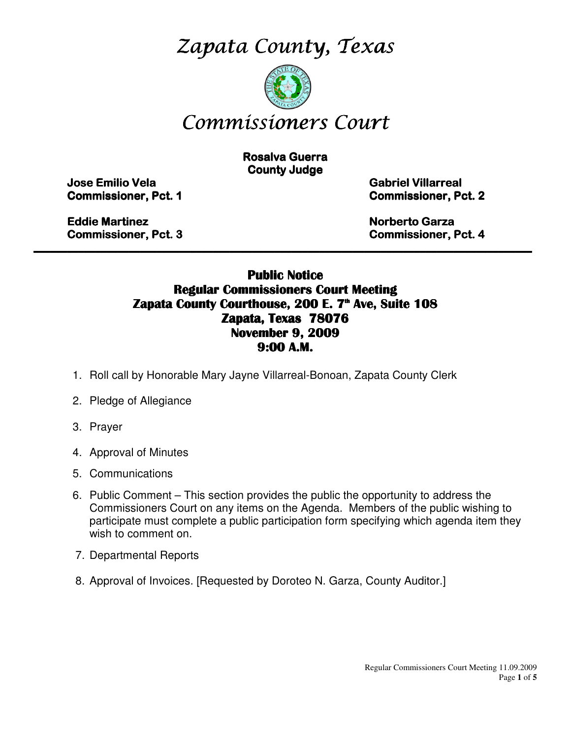# *Zapata County, Texas*

# *Commissioners Court*

**Rosalva Guerra**
**County Judge**

**Jose Emilio Vela**
**Commissioner, Pct. 1**

**Gabriel Villarreal**
**Commissioner, Pct. 2**

**Eddie Martinez**
**Commissioner, Pct. 3**

**Norberto Garza**
**Commissioner, Pct. 4**

---

## Public Notice
## Regular Commissioners Court Meeting
## Zapata County Courthouse, 200 E. 7th Ave, Suite 108
## Zapata, Texas 78076
## November 9, 2009
## 9:00 A.M.

1. Roll call by Honorable Mary Jayne Villarreal-Bonoan, Zapata County Clerk
2. Pledge of Allegiance
3. Prayer
4. Approval of Minutes
5. Communications
6. Public Comment – This section provides the public the opportunity to address the Commissioners Court on any items on the Agenda. Members of the public wishing to participate must complete a public participation form specifying which agenda item they wish to comment on.
7. Departmental Reports
8. Approval of Invoices. [Requested by Doroteo N. Garza, County Auditor.]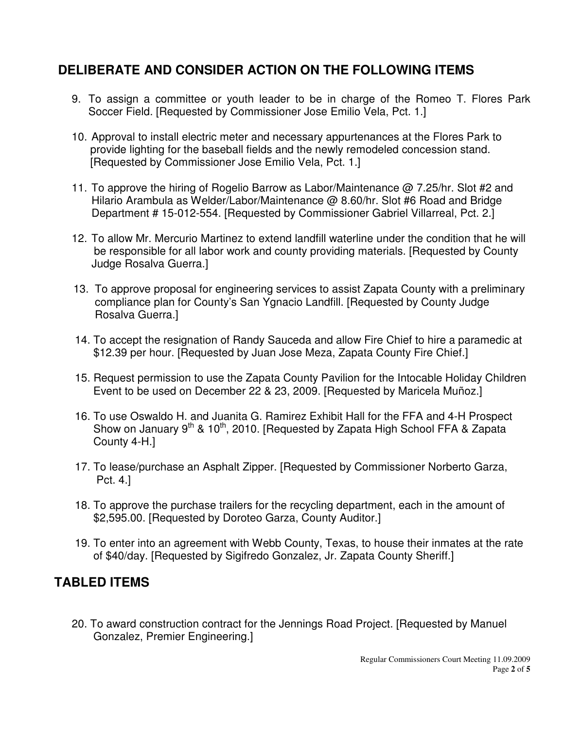## DELIBERATE AND CONSIDER ACTION ON THE FOLLOWING ITEMS

9. To assign a committee or youth leader to be in charge of the Romeo T. Flores Park Soccer Field. [Requested by Commissioner Jose Emilio Vela, Pct. 1.]

10. Approval to install electric meter and necessary appurtenances at the Flores Park to provide lighting for the baseball fields and the newly remodeled concession stand. [Requested by Commissioner Jose Emilio Vela, Pct. 1.]

11. To approve the hiring of Rogelio Barrow as Labor/Maintenance @ 7.25/hr. Slot #2 and Hilario Arambula as Welder/Labor/Maintenance @ 8.60/hr. Slot #6 Road and Bridge Department # 15-012-554. [Requested by Commissioner Gabriel Villarreal, Pct. 2.]

12. To allow Mr. Mercurio Martinez to extend landfill waterline under the condition that he will be responsible for all labor work and county providing materials. [Requested by County Judge Rosalva Guerra.]

13. To approve proposal for engineering services to assist Zapata County with a preliminary compliance plan for County's San Ygnacio Landfill. [Requested by County Judge Rosalva Guerra.]

14. To accept the resignation of Randy Sauceda and allow Fire Chief to hire a paramedic at $12.39 per hour. [Requested by Juan Jose Meza, Zapata County Fire Chief.]

15. Request permission to use the Zapata County Pavilion for the Intocable Holiday Children Event to be used on December 22 & 23, 2009. [Requested by Maricela Muñoz.]

16. To use Oswaldo H. and Juanita G. Ramirez Exhibit Hall for the FFA and 4-H Prospect Show on January 9th & 10th, 2010. [Requested by Zapata High School FFA & Zapata County 4-H.]

17. To lease/purchase an Asphalt Zipper. [Requested by Commissioner Norberto Garza, Pct. 4.]

18. To approve the purchase trailers for the recycling department, each in the amount of $2,595.00. [Requested by Doroteo Garza, County Auditor.]

19. To enter into an agreement with Webb County, Texas, to house their inmates at the rate of $40/day. [Requested by Sigifredo Gonzalez, Jr. Zapata County Sheriff.]

## TABLED ITEMS

20. To award construction contract for the Jennings Road Project. [Requested by Manuel Gonzalez, Premier Engineering.]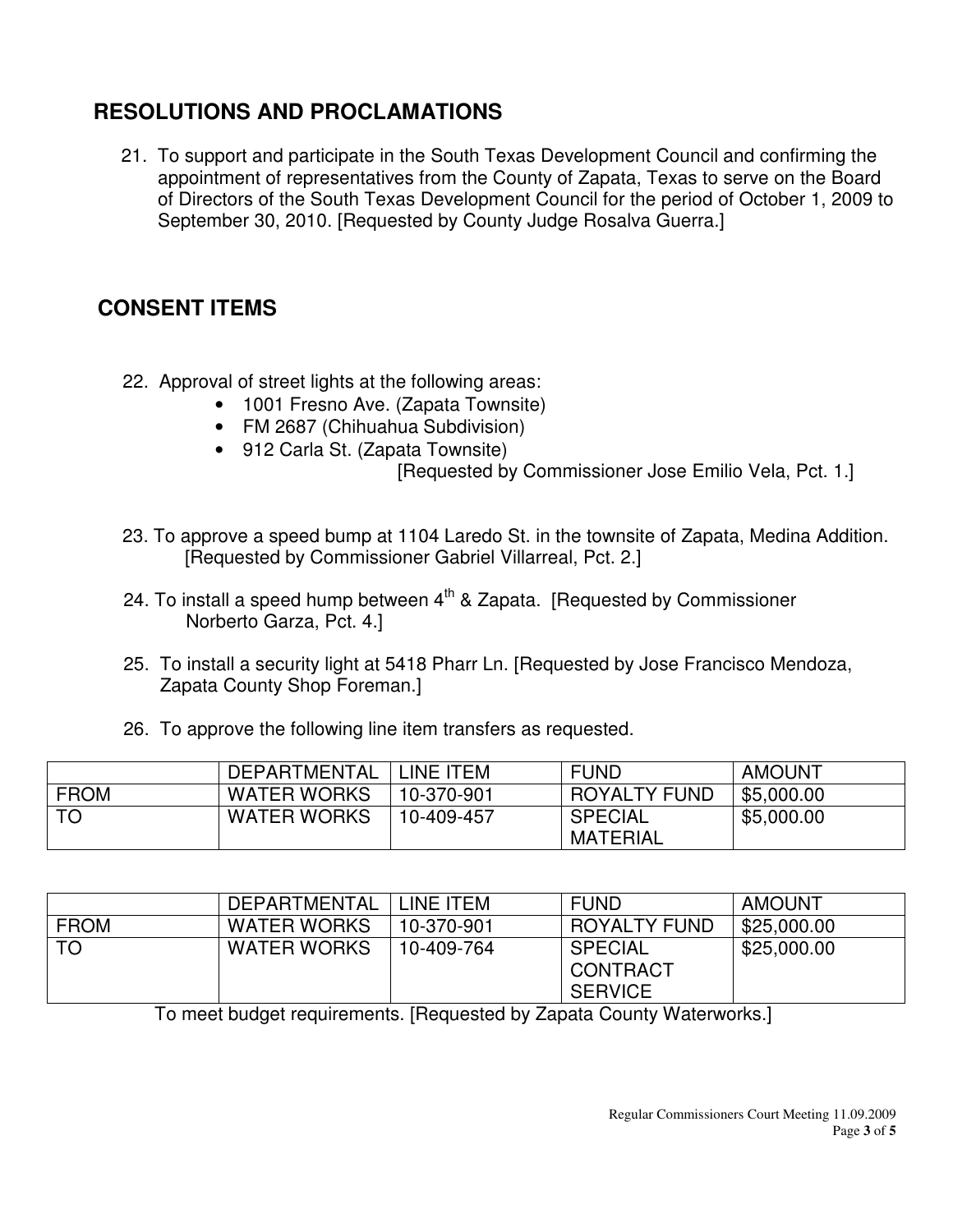## RESOLUTIONS AND PROCLAMATIONS

21. To support and participate in the South Texas Development Council and confirming the appointment of representatives from the County of Zapata, Texas to serve on the Board of Directors of the South Texas Development Council for the period of October 1, 2009 to September 30, 2010. [Requested by County Judge Rosalva Guerra.]

## CONSENT ITEMS

22. Approval of street lights at the following areas:
    - 1001 Fresno Ave. (Zapata Townsite)
    - FM 2687 (Chihuahua Subdivision)
    - 912 Carla St. (Zapata Townsite)

    [Requested by Commissioner Jose Emilio Vela, Pct. 1.]

23. To approve a speed bump at 1104 Laredo St. in the townsite of Zapata, Medina Addition. [Requested by Commissioner Gabriel Villarreal, Pct. 2.]

24. To install a speed hump between 4th & Zapata. [Requested by Commissioner Norberto Garza, Pct. 4.]

25. To install a security light at 5418 Pharr Ln. [Requested by Jose Francisco Mendoza, Zapata County Shop Foreman.]

26. To approve the following line item transfers as requested.

| | DEPARTMENTAL | LINE ITEM | FUND | AMOUNT |
|---|---|---|---|---|
| FROM | WATER WORKS | 10-370-901 | ROYALTY FUND | $5,000.00 |
| TO | WATER WORKS | 10-409-457 | SPECIAL MATERIAL | $5,000.00 |

| | DEPARTMENTAL | LINE ITEM | FUND | AMOUNT |
|---|---|---|---|---|
| FROM | WATER WORKS | 10-370-901 | ROYALTY FUND | $25,000.00 |
| TO | WATER WORKS | 10-409-764 | SPECIAL CONTRACT SERVICE | $25,000.00 |

To meet budget requirements. [Requested by Zapata County Waterworks.]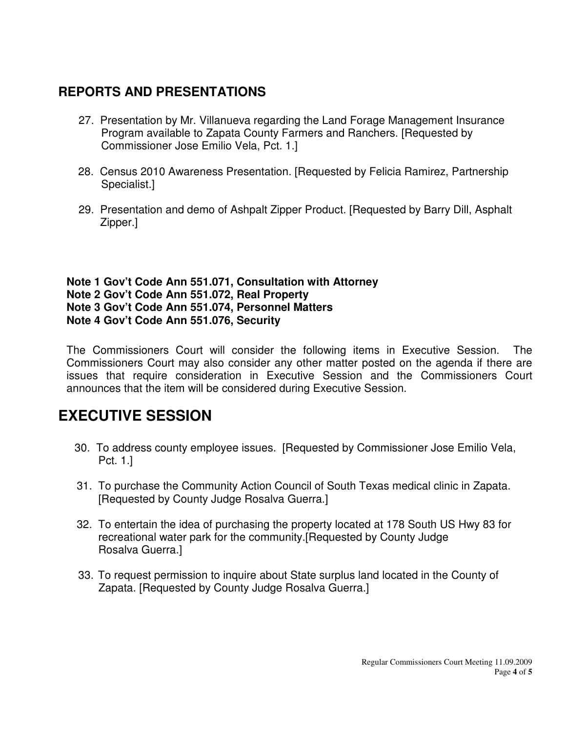## REPORTS AND PRESENTATIONS

27. Presentation by Mr. Villanueva regarding the Land Forage Management Insurance Program available to Zapata County Farmers and Ranchers. [Requested by Commissioner Jose Emilio Vela, Pct. 1.]

28. Census 2010 Awareness Presentation. [Requested by Felicia Ramirez, Partnership Specialist.]

29. Presentation and demo of Ashpalt Zipper Product. [Requested by Barry Dill, Asphalt Zipper.]

**Note 1 Gov't Code Ann 551.071, Consultation with Attorney**
**Note 2 Gov't Code Ann 551.072, Real Property**
**Note 3 Gov't Code Ann 551.074, Personnel Matters**
**Note 4 Gov't Code Ann 551.076, Security**

The Commissioners Court will consider the following items in Executive Session. The Commissioners Court may also consider any other matter posted on the agenda if there are issues that require consideration in Executive Session and the Commissioners Court announces that the item will be considered during Executive Session.

# EXECUTIVE SESSION

30. To address county employee issues. [Requested by Commissioner Jose Emilio Vela, Pct. 1.]

31. To purchase the Community Action Council of South Texas medical clinic in Zapata. [Requested by County Judge Rosalva Guerra.]

32. To entertain the idea of purchasing the property located at 178 South US Hwy 83 for recreational water park for the community.[Requested by County Judge Rosalva Guerra.]

33. To request permission to inquire about State surplus land located in the County of Zapata. [Requested by County Judge Rosalva Guerra.]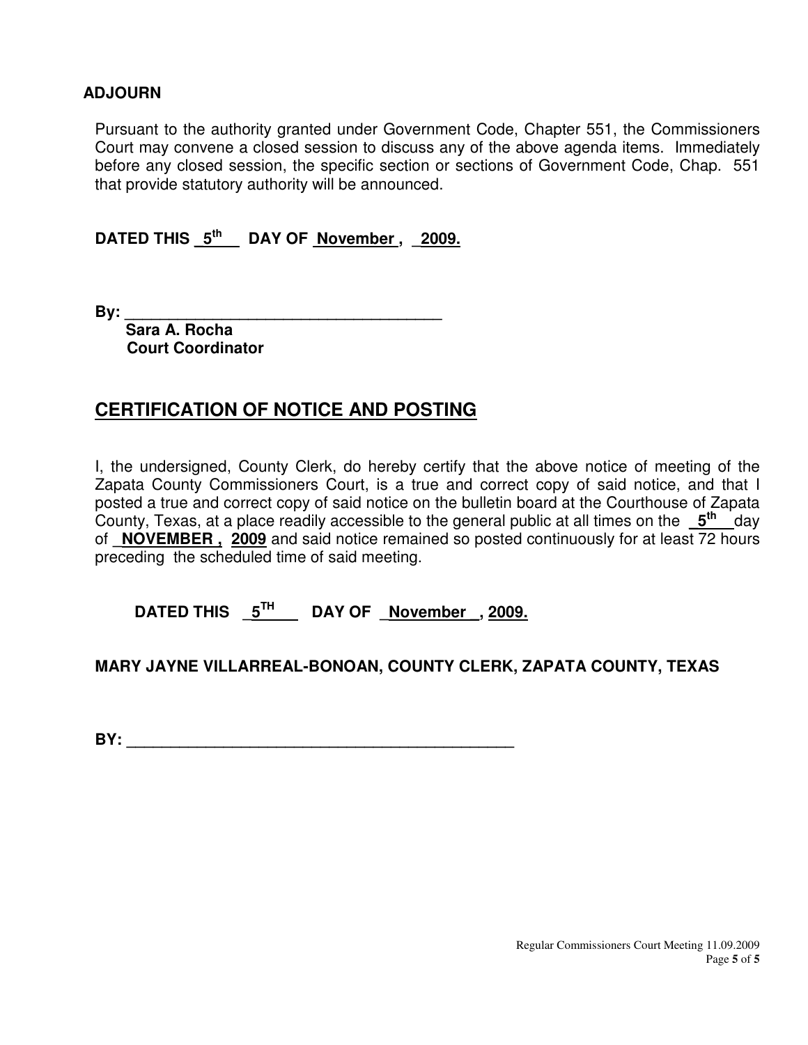**ADJOURN**

Pursuant to the authority granted under Government Code, Chapter 551, the Commissioners Court may convene a closed session to discuss any of the above agenda items. Immediately before any closed session, the specific section or sections of Government Code, Chap. 551 that provide statutory authority will be announced.

**DATED THIS _5th_ DAY OF _November_, _2009.**

**By: ____________________________________**
**Sara A. Rocha**
**Court Coordinator**

## CERTIFICATION OF NOTICE AND POSTING

I, the undersigned, County Clerk, do hereby certify that the above notice of meeting of the Zapata County Commissioners Court, is a true and correct copy of said notice, and that I posted a true and correct copy of said notice on the bulletin board at the Courthouse of Zapata County, Texas, at a place readily accessible to the general public at all times on the **_5th_** day of **_NOVEMBER , 2009_** and said notice remained so posted continuously for at least 72 hours preceding the scheduled time of said meeting.

**DATED THIS _5TH_ DAY OF _November_, 2009.**

**MARY JAYNE VILLARREAL-BONOAN, COUNTY CLERK, ZAPATA COUNTY, TEXAS**

**BY: ____________________________________________**